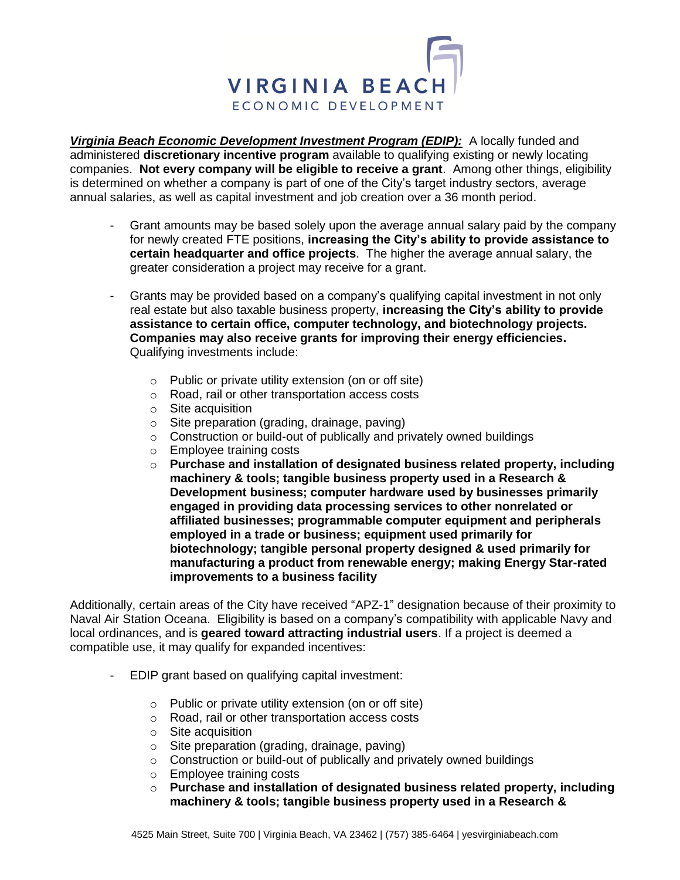# VIRGINIA BEACH
ECONOMIC DEVELOPMENT

***Virginia Beach Economic Development Investment Program (EDIP):*** A locally funded and administered **discretionary incentive program** available to qualifying existing or newly locating companies. **Not every company will be eligible to receive a grant**. Among other things, eligibility is determined on whether a company is part of one of the City's target industry sectors, average annual salaries, as well as capital investment and job creation over a 36 month period.

- Grant amounts may be based solely upon the average annual salary paid by the company for newly created FTE positions, **increasing the City's ability to provide assistance to certain headquarter and office projects**. The higher the average annual salary, the greater consideration a project may receive for a grant.

- Grants may be provided based on a company's qualifying capital investment in not only real estate but also taxable business property, **increasing the City's ability to provide assistance to certain office, computer technology, and biotechnology projects. Companies may also receive grants for improving their energy efficiencies.** Qualifying investments include:

    - Public or private utility extension (on or off site)
    - Road, rail or other transportation access costs
    - Site acquisition
    - Site preparation (grading, drainage, paving)
    - Construction or build-out of publically and privately owned buildings
    - Employee training costs
    - **Purchase and installation of designated business related property, including machinery & tools; tangible business property used in a Research & Development business; computer hardware used by businesses primarily engaged in providing data processing services to other nonrelated or affiliated businesses; programmable computer equipment and peripherals employed in a trade or business; equipment used primarily for biotechnology; tangible personal property designed & used primarily for manufacturing a product from renewable energy; making Energy Star-rated improvements to a business facility**

Additionally, certain areas of the City have received "APZ-1" designation because of their proximity to Naval Air Station Oceana. Eligibility is based on a company's compatibility with applicable Navy and local ordinances, and is **geared toward attracting industrial users**. If a project is deemed a compatible use, it may qualify for expanded incentives:

- EDIP grant based on qualifying capital investment:

    - Public or private utility extension (on or off site)
    - Road, rail or other transportation access costs
    - Site acquisition
    - Site preparation (grading, drainage, paving)
    - Construction or build-out of publically and privately owned buildings
    - Employee training costs
    - **Purchase and installation of designated business related property, including machinery & tools; tangible business property used in a Research &**

4525 Main Street, Suite 700 | Virginia Beach, VA 23462 | (757) 385-6464 | yesvirginiabeach.com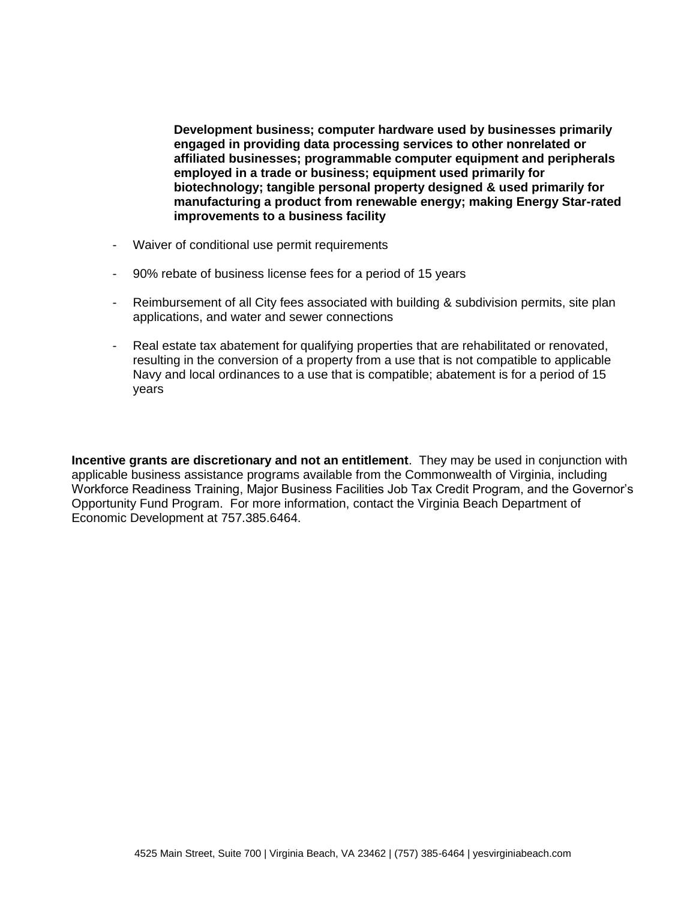**Development business; computer hardware used by businesses primarily engaged in providing data processing services to other nonrelated or affiliated businesses; programmable computer equipment and peripherals employed in a trade or business; equipment used primarily for biotechnology; tangible personal property designed & used primarily for manufacturing a product from renewable energy; making Energy Star-rated improvements to a business facility**

- Waiver of conditional use permit requirements
- 90% rebate of business license fees for a period of 15 years
- Reimbursement of all City fees associated with building & subdivision permits, site plan applications, and water and sewer connections
- Real estate tax abatement for qualifying properties that are rehabilitated or renovated, resulting in the conversion of a property from a use that is not compatible to applicable Navy and local ordinances to a use that is compatible; abatement is for a period of 15 years

**Incentive grants are discretionary and not an entitlement**. They may be used in conjunction with applicable business assistance programs available from the Commonwealth of Virginia, including Workforce Readiness Training, Major Business Facilities Job Tax Credit Program, and the Governor's Opportunity Fund Program. For more information, contact the Virginia Beach Department of Economic Development at 757.385.6464.